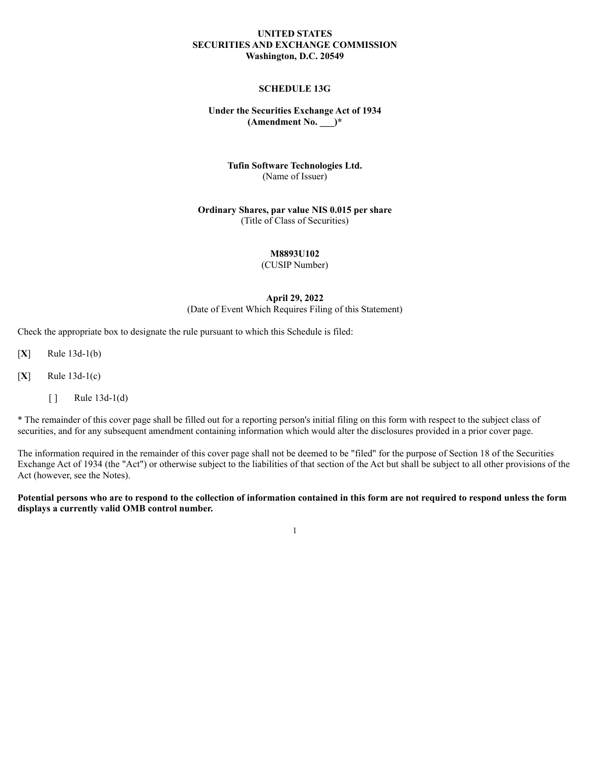**UNITED STATES**
**SECURITIES AND EXCHANGE COMMISSION**
**Washington, D.C. 20549**

**SCHEDULE 13G**

**Under the Securities Exchange Act of 1934**
**(Amendment No. ___)***

**Tufin Software Technologies Ltd.**
(Name of Issuer)

**Ordinary Shares, par value NIS 0.015 per share**
(Title of Class of Securities)

**M8893U102**
(CUSIP Number)

**April 29, 2022**
(Date of Event Which Requires Filing of this Statement)

Check the appropriate box to designate the rule pursuant to which this Schedule is filed:

[**X**] Rule 13d-1(b)

[**X**] Rule 13d-1(c)

[ ] Rule 13d-1(d)

* The remainder of this cover page shall be filled out for a reporting person's initial filing on this form with respect to the subject class of securities, and for any subsequent amendment containing information which would alter the disclosures provided in a prior cover page.

The information required in the remainder of this cover page shall not be deemed to be "filed" for the purpose of Section 18 of the Securities Exchange Act of 1934 (the "Act") or otherwise subject to the liabilities of that section of the Act but shall be subject to all other provisions of the Act (however, see the Notes).

**Potential persons who are to respond to the collection of information contained in this form are not required to respond unless the form displays a currently valid OMB control number.**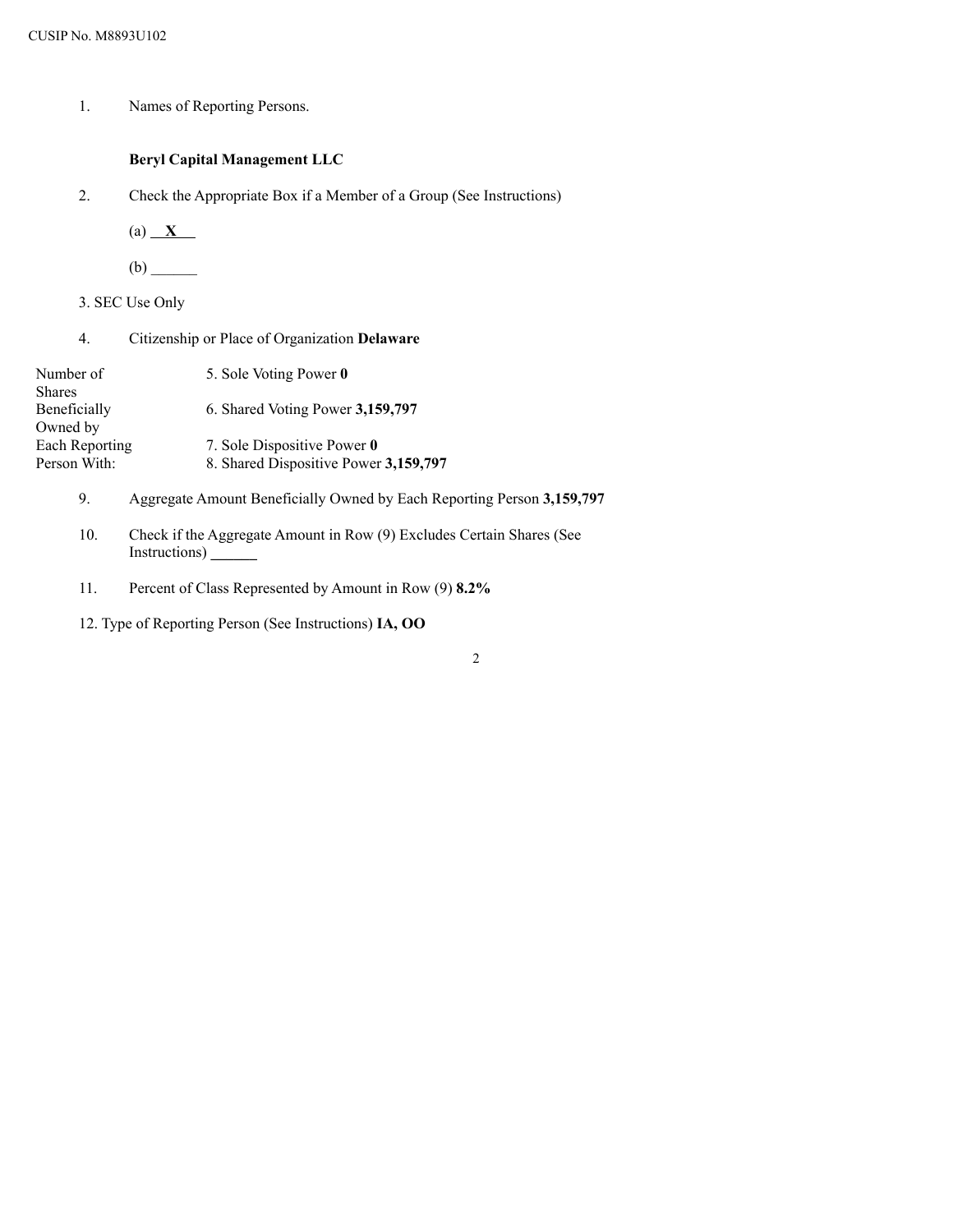CUSIP No. M8893U102

1. Names of Reporting Persons.

**Beryl Capital Management LLC**

2. Check the Appropriate Box if a Member of a Group (See Instructions)

(a) **X**

(b) ______

3. SEC Use Only

4. Citizenship or Place of Organization **Delaware**

| | |
|---|---|
| Number of Shares Beneficially Owned by Each Reporting Person With: | 5. Sole Voting Power **0** |
| | 6. Shared Voting Power **3,159,797** |
| | 7. Sole Dispositive Power **0** |
| | 8. Shared Dispositive Power **3,159,797** |

9. Aggregate Amount Beneficially Owned by Each Reporting Person **3,159,797**

10. Check if the Aggregate Amount in Row (9) Excludes Certain Shares (See Instructions) ______

11. Percent of Class Represented by Amount in Row (9) **8.2%**

12. Type of Reporting Person (See Instructions) **IA, OO**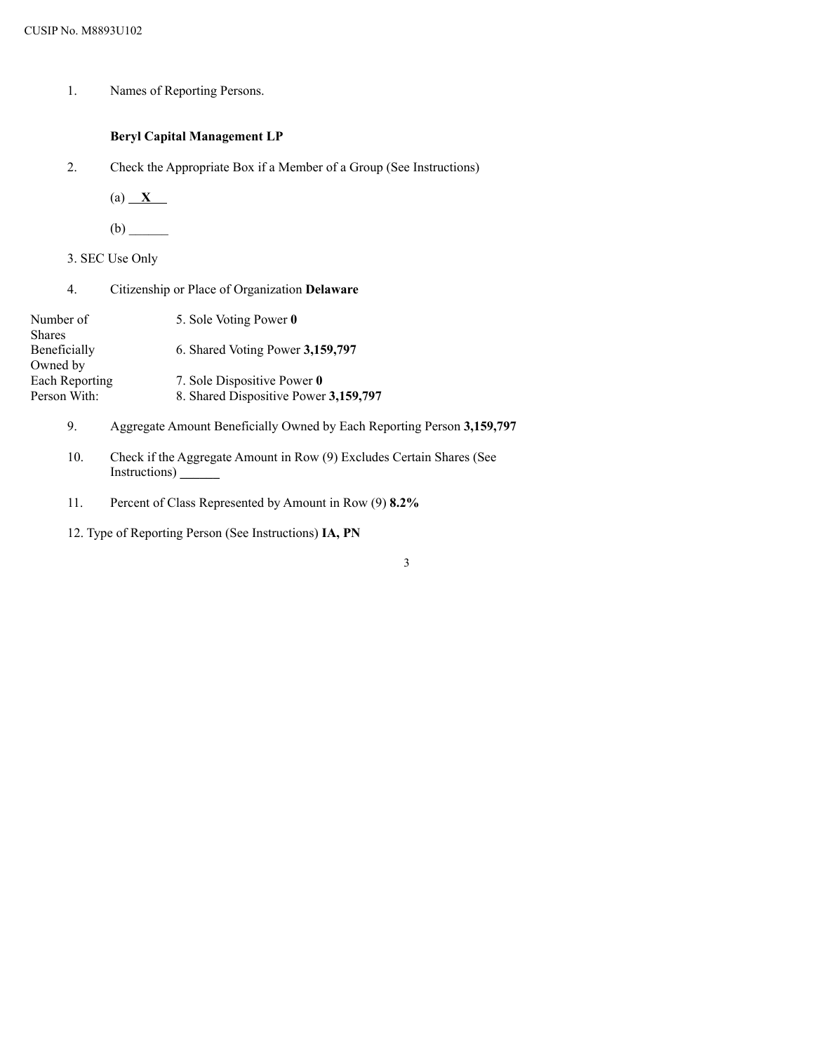CUSIP No. M8893U102

1. Names of Reporting Persons.

**Beryl Capital Management LP**

2. Check the Appropriate Box if a Member of a Group (See Instructions)

(a) **X**

(b) ______

3. SEC Use Only

4. Citizenship or Place of Organization **Delaware**

| | |
|---|---|
| Number of Shares Beneficially Owned by Each Reporting Person With: | 5. Sole Voting Power **0** |
| | 6. Shared Voting Power **3,159,797** |
| | 7. Sole Dispositive Power **0** |
| | 8. Shared Dispositive Power **3,159,797** |

9. Aggregate Amount Beneficially Owned by Each Reporting Person **3,159,797**

10. Check if the Aggregate Amount in Row (9) Excludes Certain Shares (See Instructions) ______

11. Percent of Class Represented by Amount in Row (9) **8.2%**

12. Type of Reporting Person (See Instructions) **IA, PN**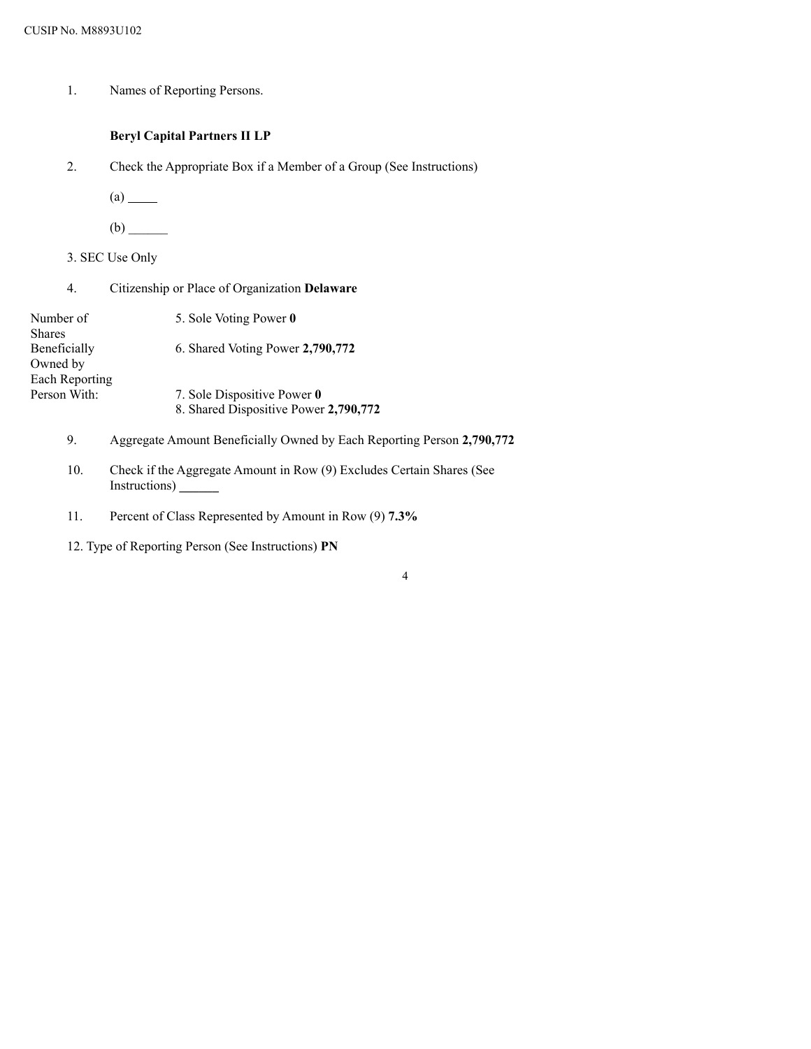CUSIP No. M8893U102

1. Names of Reporting Persons.

   **Beryl Capital Partners II LP**

2. Check the Appropriate Box if a Member of a Group (See Instructions)

   (a) _____

   (b) ______

3. SEC Use Only

4. Citizenship or Place of Organization **Delaware**

| | |
|---|---|
| Number of Shares Beneficially Owned by Each Reporting Person With: | 5. Sole Voting Power **0** |
| | 6. Shared Voting Power **2,790,772** |
| | 7. Sole Dispositive Power **0** |
| | 8. Shared Dispositive Power **2,790,772** |

9. Aggregate Amount Beneficially Owned by Each Reporting Person **2,790,772**

10. Check if the Aggregate Amount in Row (9) Excludes Certain Shares (See Instructions) ______

11. Percent of Class Represented by Amount in Row (9) **7.3%**

12. Type of Reporting Person (See Instructions) **PN**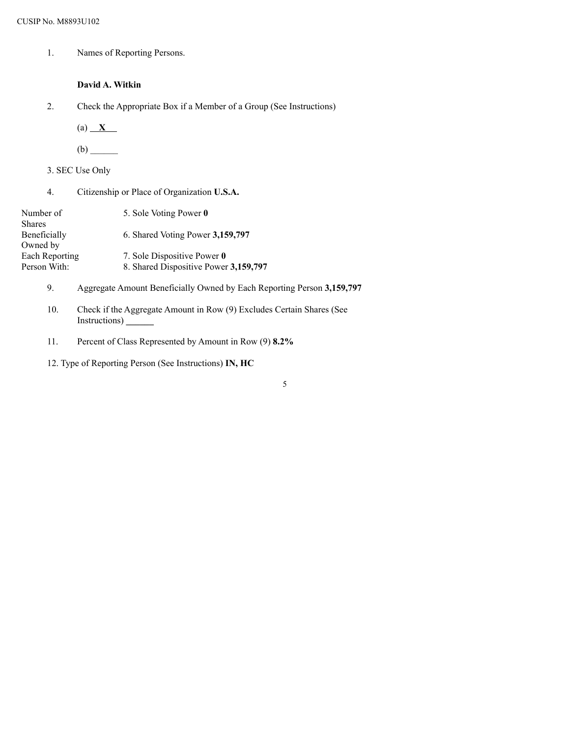CUSIP No. M8893U102

1. Names of Reporting Persons.

   **David A. Witkin**

2. Check the Appropriate Box if a Member of a Group (See Instructions)

   (a) **X**

   (b) ______

3. SEC Use Only

4. Citizenship or Place of Organization **U.S.A.**

| | |
|---|---|
| Number of Shares Beneficially Owned by Each Reporting Person With: | 5. Sole Voting Power **0** |
| | 6. Shared Voting Power **3,159,797** |
| | 7. Sole Dispositive Power **0** |
| | 8. Shared Dispositive Power **3,159,797** |

9. Aggregate Amount Beneficially Owned by Each Reporting Person **3,159,797**

10. Check if the Aggregate Amount in Row (9) Excludes Certain Shares (See Instructions) ______

11. Percent of Class Represented by Amount in Row (9) **8.2%**

12. Type of Reporting Person (See Instructions) **IN, HC**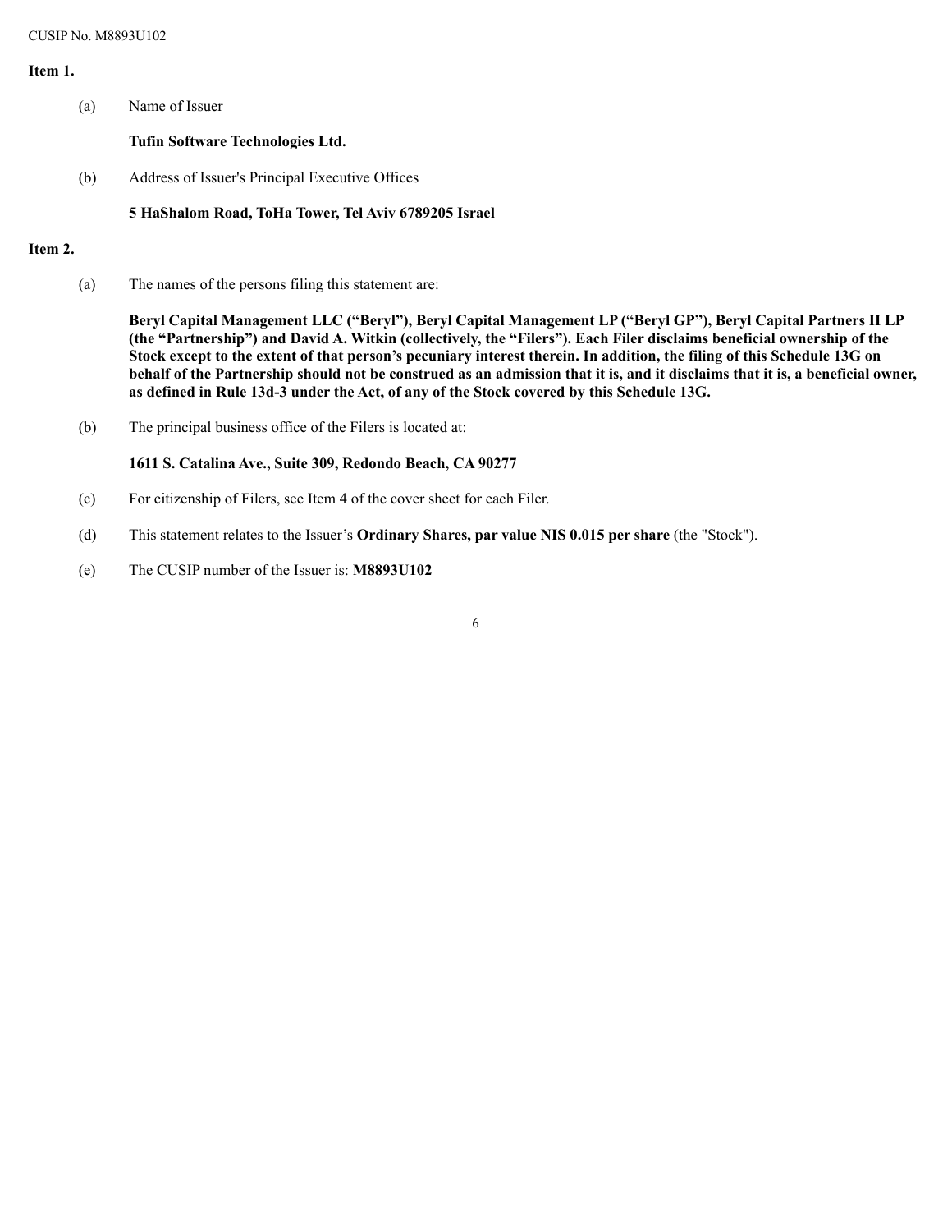CUSIP No. M8893U102

**Item 1.**

(a) Name of Issuer

**Tufin Software Technologies Ltd.**

(b) Address of Issuer's Principal Executive Offices

**5 HaShalom Road, ToHa Tower, Tel Aviv 6789205 Israel**

**Item 2.**

(a) The names of the persons filing this statement are:

**Beryl Capital Management LLC ("Beryl"), Beryl Capital Management LP ("Beryl GP"), Beryl Capital Partners II LP (the "Partnership") and David A. Witkin (collectively, the "Filers"). Each Filer disclaims beneficial ownership of the Stock except to the extent of that person's pecuniary interest therein. In addition, the filing of this Schedule 13G on behalf of the Partnership should not be construed as an admission that it is, and it disclaims that it is, a beneficial owner, as defined in Rule 13d-3 under the Act, of any of the Stock covered by this Schedule 13G.**

(b) The principal business office of the Filers is located at:

**1611 S. Catalina Ave., Suite 309, Redondo Beach, CA 90277**

(c) For citizenship of Filers, see Item 4 of the cover sheet for each Filer.

(d) This statement relates to the Issuer's **Ordinary Shares, par value NIS 0.015 per share** (the "Stock").

(e) The CUSIP number of the Issuer is: **M8893U102**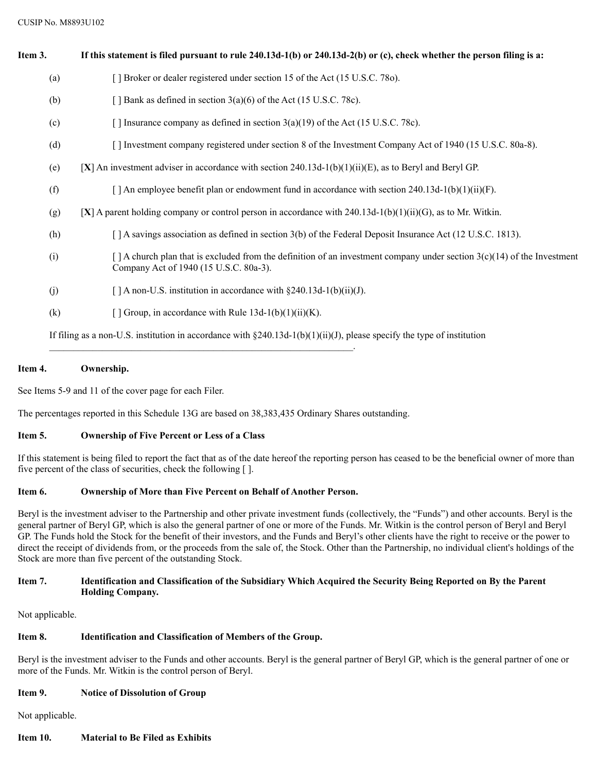**Item 3. If this statement is filed pursuant to rule 240.13d-1(b) or 240.13d-2(b) or (c), check whether the person filing is a:**

(a) [ ] Broker or dealer registered under section 15 of the Act (15 U.S.C. 78o).

(b) [ ] Bank as defined in section 3(a)(6) of the Act (15 U.S.C. 78c).

(c) [ ] Insurance company as defined in section 3(a)(19) of the Act (15 U.S.C. 78c).

(d) [ ] Investment company registered under section 8 of the Investment Company Act of 1940 (15 U.S.C. 80a-8).

(e) [**X**] An investment adviser in accordance with section 240.13d-1(b)(1)(ii)(E), as to Beryl and Beryl GP.

(f) [ ] An employee benefit plan or endowment fund in accordance with section 240.13d-1(b)(1)(ii)(F).

(g) [**X**] A parent holding company or control person in accordance with 240.13d-1(b)(1)(ii)(G), as to Mr. Witkin.

(h) [ ] A savings association as defined in section 3(b) of the Federal Deposit Insurance Act (12 U.S.C. 1813).

(i) [ ] A church plan that is excluded from the definition of an investment company under section 3(c)(14) of the Investment Company Act of 1940 (15 U.S.C. 80a-3).

(j) [ ] A non-U.S. institution in accordance with §240.13d-1(b)(ii)(J).

(k) [ ] Group, in accordance with Rule 13d-1(b)(1)(ii)(K).

If filing as a non-U.S. institution in accordance with §240.13d-1(b)(1)(ii)(J), please specify the type of institution \_\_\_\_\_\_\_\_\_\_\_\_\_\_\_\_\_\_\_\_\_\_\_\_\_\_\_\_\_\_\_\_\_\_\_\_\_\_\_\_\_\_\_\_\_\_\_\_\_\_\_\_\_\_\_\_\_\_\_\_\_\_.

**Item 4. Ownership.**

See Items 5-9 and 11 of the cover page for each Filer.

The percentages reported in this Schedule 13G are based on 38,383,435 Ordinary Shares outstanding.

**Item 5. Ownership of Five Percent or Less of a Class**

If this statement is being filed to report the fact that as of the date hereof the reporting person has ceased to be the beneficial owner of more than five percent of the class of securities, check the following [ ].

**Item 6. Ownership of More than Five Percent on Behalf of Another Person.**

Beryl is the investment adviser to the Partnership and other private investment funds (collectively, the "Funds") and other accounts. Beryl is the general partner of Beryl GP, which is also the general partner of one or more of the Funds. Mr. Witkin is the control person of Beryl and Beryl GP. The Funds hold the Stock for the benefit of their investors, and the Funds and Beryl's other clients have the right to receive or the power to direct the receipt of dividends from, or the proceeds from the sale of, the Stock. Other than the Partnership, no individual client's holdings of the Stock are more than five percent of the outstanding Stock.

**Item 7. Identification and Classification of the Subsidiary Which Acquired the Security Being Reported on By the Parent Holding Company.**

Not applicable.

**Item 8. Identification and Classification of Members of the Group.**

Beryl is the investment adviser to the Funds and other accounts. Beryl is the general partner of Beryl GP, which is the general partner of one or more of the Funds. Mr. Witkin is the control person of Beryl.

**Item 9. Notice of Dissolution of Group**

Not applicable.

**Item 10. Material to Be Filed as Exhibits**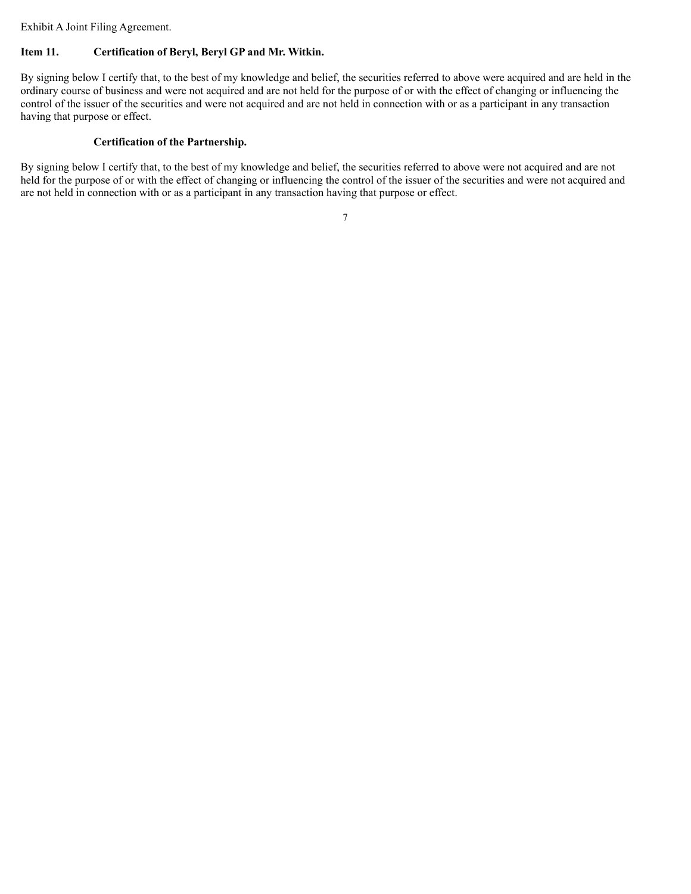Exhibit A Joint Filing Agreement.

**Item 11. Certification of Beryl, Beryl GP and Mr. Witkin.**

By signing below I certify that, to the best of my knowledge and belief, the securities referred to above were acquired and are held in the ordinary course of business and were not acquired and are not held for the purpose of or with the effect of changing or influencing the control of the issuer of the securities and were not acquired and are not held in connection with or as a participant in any transaction having that purpose or effect.

**Certification of the Partnership.**

By signing below I certify that, to the best of my knowledge and belief, the securities referred to above were not acquired and are not held for the purpose of or with the effect of changing or influencing the control of the issuer of the securities and were not acquired and are not held in connection with or as a participant in any transaction having that purpose or effect.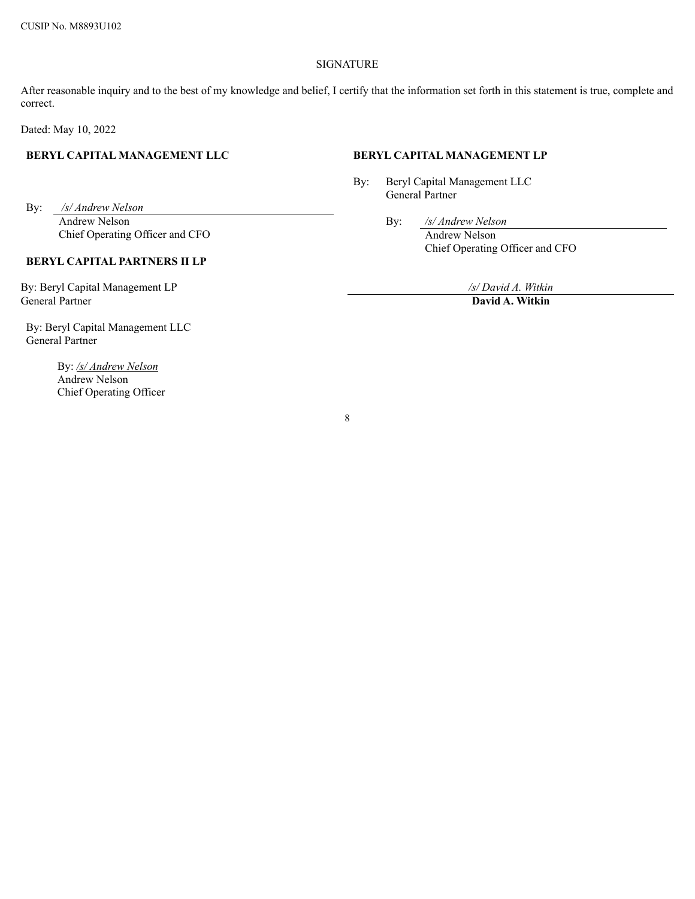CUSIP No. M8893U102

SIGNATURE

After reasonable inquiry and to the best of my knowledge and belief, I certify that the information set forth in this statement is true, complete and correct.

Dated: May 10, 2022

**BERYL CAPITAL MANAGEMENT LLC**

By: */s/ Andrew Nelson*
Andrew Nelson
Chief Operating Officer and CFO

**BERYL CAPITAL PARTNERS II LP**

By: Beryl Capital Management LP
General Partner

By: Beryl Capital Management LLC
General Partner

By: */s/ Andrew Nelson*
Andrew Nelson
Chief Operating Officer

**BERYL CAPITAL MANAGEMENT LP**

By: Beryl Capital Management LLC
General Partner

By: */s/ Andrew Nelson*
Andrew Nelson
Chief Operating Officer and CFO

*/s/ David A. Witkin*
**David A. Witkin**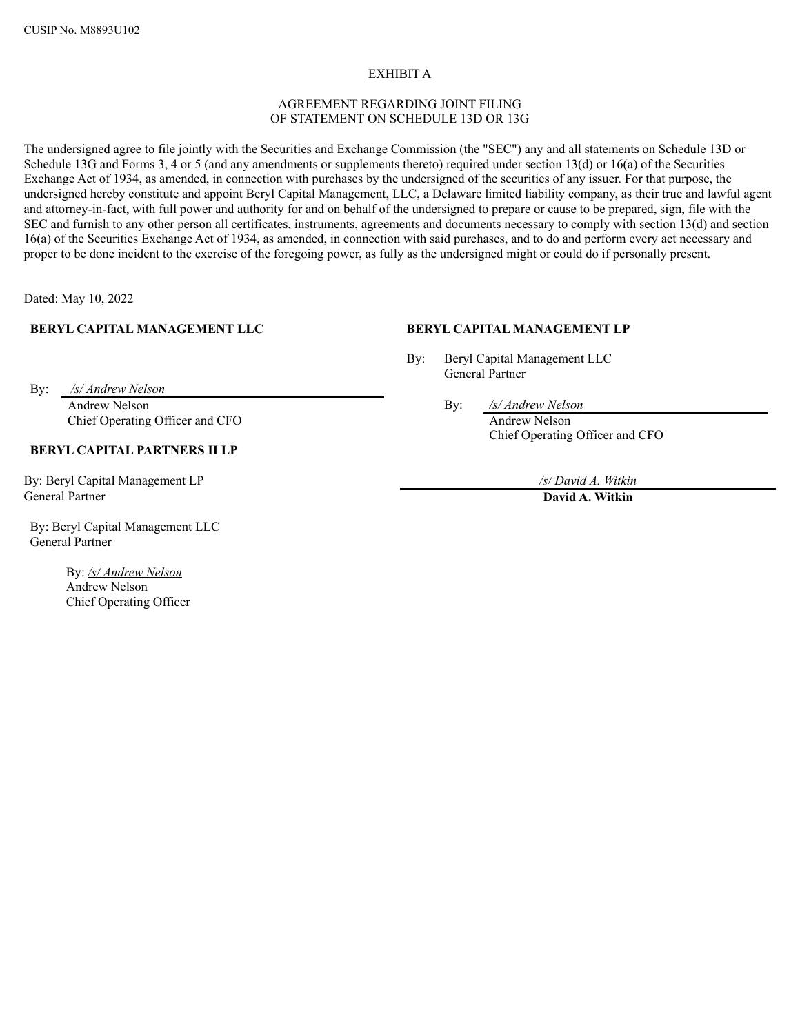CUSIP No. M8893U102

EXHIBIT A

AGREEMENT REGARDING JOINT FILING
OF STATEMENT ON SCHEDULE 13D OR 13G

The undersigned agree to file jointly with the Securities and Exchange Commission (the "SEC") any and all statements on Schedule 13D or Schedule 13G and Forms 3, 4 or 5 (and any amendments or supplements thereto) required under section 13(d) or 16(a) of the Securities Exchange Act of 1934, as amended, in connection with purchases by the undersigned of the securities of any issuer. For that purpose, the undersigned hereby constitute and appoint Beryl Capital Management, LLC, a Delaware limited liability company, as their true and lawful agent and attorney-in-fact, with full power and authority for and on behalf of the undersigned to prepare or cause to be prepared, sign, file with the SEC and furnish to any other person all certificates, instruments, agreements and documents necessary to comply with section 13(d) and section 16(a) of the Securities Exchange Act of 1934, as amended, in connection with said purchases, and to do and perform every act necessary and proper to be done incident to the exercise of the foregoing power, as fully as the undersigned might or could do if personally present.

Dated: May 10, 2022

**BERYL CAPITAL MANAGEMENT LLC**

By: *\/s/ Andrew Nelson*
Andrew Nelson
Chief Operating Officer and CFO

**BERYL CAPITAL MANAGEMENT LP**

By: Beryl Capital Management LLC
General Partner

By: */s/ Andrew Nelson*
Andrew Nelson
Chief Operating Officer and CFO

**BERYL CAPITAL PARTNERS II LP**

By: Beryl Capital Management LP
General Partner

By: Beryl Capital Management LLC
General Partner

By: */s/ Andrew Nelson*
Andrew Nelson
Chief Operating Officer

*/s/ David A. Witkin*
**David A. Witkin**